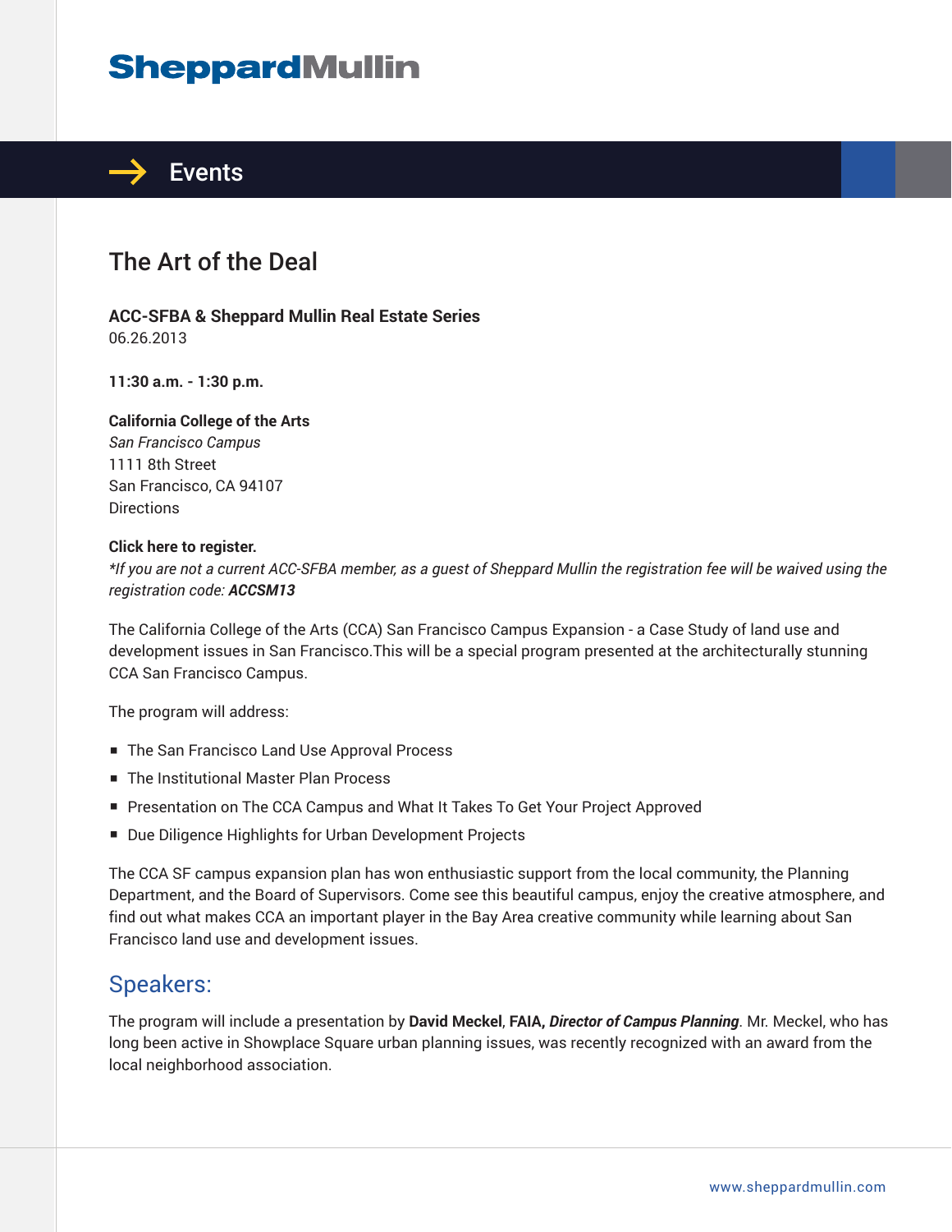# SheppardMullin

## Events

# The Art of the Deal

**ACC-SFBA & Sheppard Mullin Real Estate Series**
06.26.2013

**11:30 a.m. - 1:30 p.m.**

**California College of the Arts**
*San Francisco Campus*
1111 8th Street
San Francisco, CA 94107
Directions

**Click here to register.**
**If you are not a current ACC-SFBA member, as a guest of Sheppard Mullin the registration fee will be waived using the registration code:** ***ACCSM13***

The California College of the Arts (CCA) San Francisco Campus Expansion - a Case Study of land use and development issues in San Francisco.This will be a special program presented at the architecturally stunning CCA San Francisco Campus.

The program will address:

- The San Francisco Land Use Approval Process
- The Institutional Master Plan Process
- Presentation on The CCA Campus and What It Takes To Get Your Project Approved
- Due Diligence Highlights for Urban Development Projects

The CCA SF campus expansion plan has won enthusiastic support from the local community, the Planning Department, and the Board of Supervisors. Come see this beautiful campus, enjoy the creative atmosphere, and find out what makes CCA an important player in the Bay Area creative community while learning about San Francisco land use and development issues.

## Speakers:

The program will include a presentation by **David Meckel**, **FAIA,** ***Director of Campus Planning***. Mr. Meckel, who has long been active in Showplace Square urban planning issues, was recently recognized with an award from the local neighborhood association.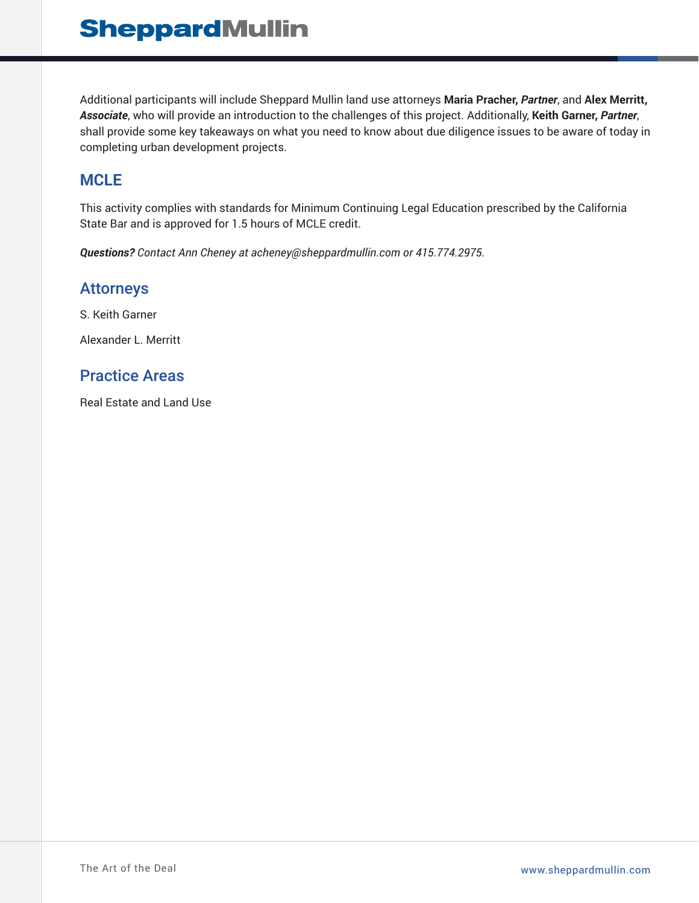Additional participants will include Sheppard Mullin land use attorneys **Maria Pracher, *Partner***, and **Alex Merritt, *Associate***, who will provide an introduction to the challenges of this project. Additionally, **Keith Garner, *Partner***, shall provide some key takeaways on what you need to know about due diligence issues to be aware of today in completing urban development projects.

## MCLE

This activity complies with standards for Minimum Continuing Legal Education prescribed by the California State Bar and is approved for 1.5 hours of MCLE credit.

***Questions?*** *Contact Ann Cheney at acheney@sheppardmullin.com or 415.774.2975.*

## Attorneys

S. Keith Garner

Alexander L. Merritt

## Practice Areas

Real Estate and Land Use